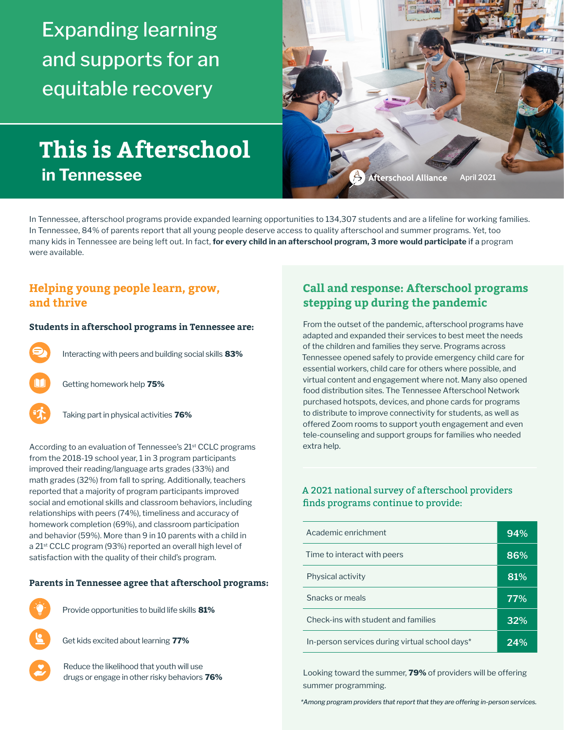# Expanding learning and supports for an equitable recovery

# This is Afterschool in Tennessee

Afterschool Alliance April 2021

In Tennessee, afterschool programs provide expanded learning opportunities to 134,307 students and are a lifeline for working families. In Tennessee, 84% of parents report that all young people deserve access to quality afterschool and summer programs. Yet, too many kids in Tennessee are being left out. In fact, **for every child in an afterschool program, 3 more would participate** if a program were available.

## Helping young people learn, grow, and thrive

### Students in afterschool programs in Tennessee are:

- Interacting with peers and building social skills **83%**
- Getting homework help **75%**
- Taking part in physical activities **76%**

According to an evaluation of Tennessee's 21st CCLC programs from the 2018-19 school year, 1 in 3 program participants improved their reading/language arts grades (33%) and math grades (32%) from fall to spring. Additionally, teachers reported that a majority of program participants improved social and emotional skills and classroom behaviors, including relationships with peers (74%), timeliness and accuracy of homework completion (69%), and classroom participation and behavior (59%). More than 9 in 10 parents with a child in a 21st CCLC program (93%) reported an overall high level of satisfaction with the quality of their child's program.

### Parents in Tennessee agree that afterschool programs:

- Provide opportunities to build life skills **81%**
- Get kids excited about learning **77%**
- Reduce the likelihood that youth will use drugs or engage in other risky behaviors **76%**

## Call and response: Afterschool programs stepping up during the pandemic

From the outset of the pandemic, afterschool programs have adapted and expanded their services to best meet the needs of the children and families they serve. Programs across Tennessee opened safely to provide emergency child care for essential workers, child care for others where possible, and virtual content and engagement where not. Many also opened food distribution sites. The Tennessee Afterschool Network purchased hotspots, devices, and phone cards for programs to distribute to improve connectivity for students, as well as offered Zoom rooms to support youth engagement and even tele-counseling and support groups for families who needed extra help.

### A 2021 national survey of afterschool providers finds programs continue to provide:

| Service | Percent |
|---|---|
| Academic enrichment | 94% |
| Time to interact with peers | 86% |
| Physical activity | 81% |
| Snacks or meals | 77% |
| Check-ins with student and families | 32% |
| In-person services during virtual school days* | 24% |

Looking toward the summer, **79%** of providers will be offering summer programming.

*\*Among program providers that report that they are offering in-person services.*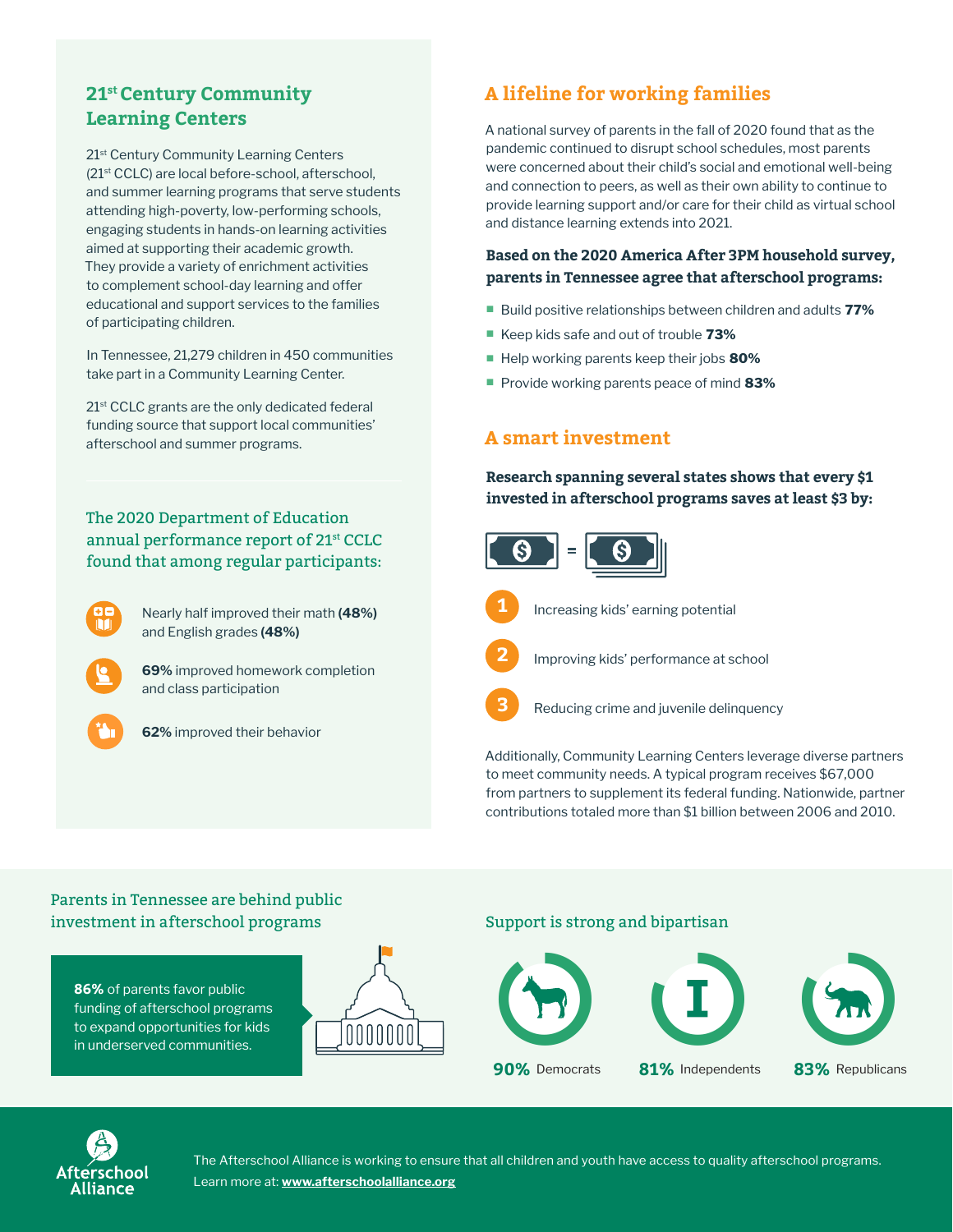## 21st Century Community Learning Centers

21st Century Community Learning Centers (21st CCLC) are local before-school, afterschool, and summer learning programs that serve students attending high-poverty, low-performing schools, engaging students in hands-on learning activities aimed at supporting their academic growth. They provide a variety of enrichment activities to complement school-day learning and offer educational and support services to the families of participating children.

In Tennessee, 21,279 children in 450 communities take part in a Community Learning Center.

21st CCLC grants are the only dedicated federal funding source that support local communities' afterschool and summer programs.

### The 2020 Department of Education annual performance report of 21st CCLC found that among regular participants:

- Nearly half improved their math **(48%)** and English grades **(48%)**
- **69%** improved homework completion and class participation
- **62%** improved their behavior

## A lifeline for working families

A national survey of parents in the fall of 2020 found that as the pandemic continued to disrupt school schedules, most parents were concerned about their child's social and emotional well-being and connection to peers, as well as their own ability to continue to provide learning support and/or care for their child as virtual school and distance learning extends into 2021.

**Based on the 2020 America After 3PM household survey, parents in Tennessee agree that afterschool programs:**

- Build positive relationships between children and adults **77%**
- Keep kids safe and out of trouble **73%**
- Help working parents keep their jobs **80%**
- Provide working parents peace of mind **83%**

## A smart investment

**Research spanning several states shows that every $1 invested in afterschool programs saves at least $3 by:**

1. Increasing kids' earning potential
2. Improving kids' performance at school
3. Reducing crime and juvenile delinquency

Additionally, Community Learning Centers leverage diverse partners to meet community needs. A typical program receives $67,000 from partners to supplement its federal funding. Nationwide, partner contributions totaled more than $1 billion between 2006 and 2010.

### Parents in Tennessee are behind public investment in afterschool programs

**86%** of parents favor public funding of afterschool programs to expand opportunities for kids in underserved communities.

### Support is strong and bipartisan

**90%** Democrats

**81%** Independents

**83%** Republicans

Afterschool Alliance

The Afterschool Alliance is working to ensure that all children and youth have access to quality afterschool programs. Learn more at: **www.afterschoolalliance.org**